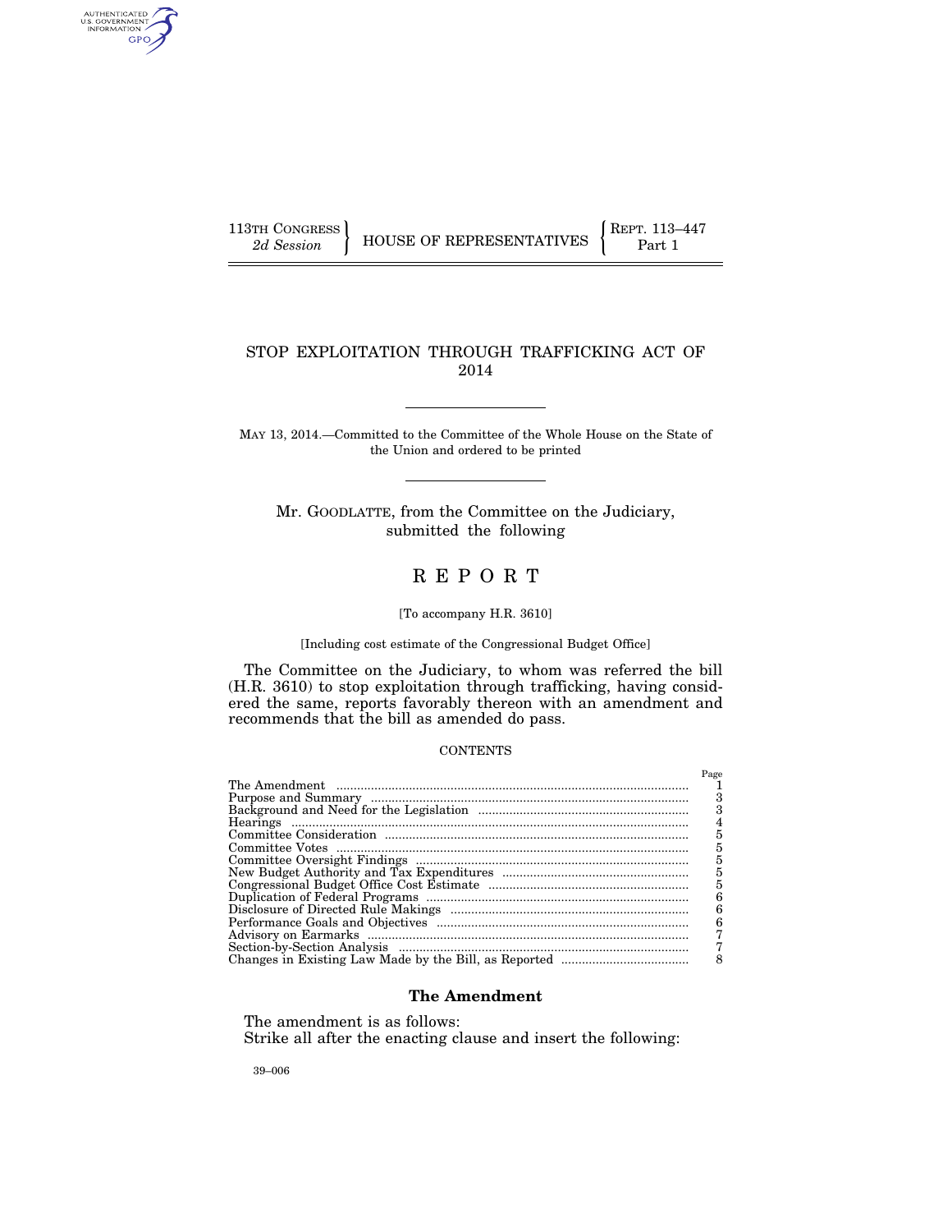113TH CONGRESS
*2d Session*

HOUSE OF REPRESENTATIVES

REPT. 113–447
Part 1

# STOP EXPLOITATION THROUGH TRAFFICKING ACT OF 2014

MAY 13, 2014.—Committed to the Committee of the Whole House on the State of the Union and ordered to be printed

Mr. GOODLATTE, from the Committee on the Judiciary, submitted the following

# REPORT

[To accompany H.R. 3610]

[Including cost estimate of the Congressional Budget Office]

The Committee on the Judiciary, to whom was referred the bill (H.R. 3610) to stop exploitation through trafficking, having considered the same, reports favorably thereon with an amendment and recommends that the bill as amended do pass.

CONTENTS

| | Page |
|---|---|
| The Amendment | 1 |
| Purpose and Summary | 3 |
| Background and Need for the Legislation | 3 |
| Hearings | 4 |
| Committee Consideration | 5 |
| Committee Votes | 5 |
| Committee Oversight Findings | 5 |
| New Budget Authority and Tax Expenditures | 5 |
| Congressional Budget Office Cost Estimate | 5 |
| Duplication of Federal Programs | 6 |
| Disclosure of Directed Rule Makings | 6 |
| Performance Goals and Objectives | 6 |
| Advisory on Earmarks | 7 |
| Section-by-Section Analysis | 7 |
| Changes in Existing Law Made by the Bill, as Reported | 8 |

## The Amendment

The amendment is as follows:

Strike all after the enacting clause and insert the following:

39–006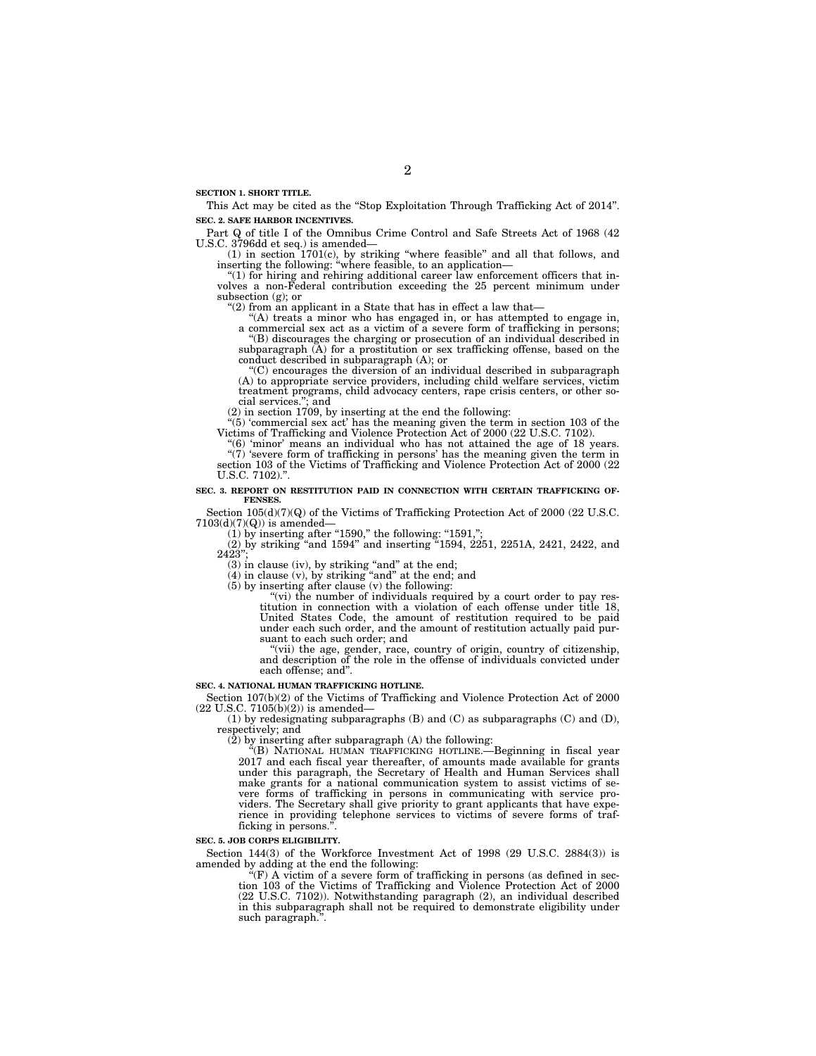**SECTION 1. SHORT TITLE.**

This Act may be cited as the "Stop Exploitation Through Trafficking Act of 2014".

**SEC. 2. SAFE HARBOR INCENTIVES.**

Part Q of title I of the Omnibus Crime Control and Safe Streets Act of 1968 (42 U.S.C. 3796dd et seq.) is amended—

(1) in section 1701(c), by striking "where feasible" and all that follows, and inserting the following: "where feasible, to an application—

"(1) for hiring and rehiring additional career law enforcement officers that involves a non-Federal contribution exceeding the 25 percent minimum under subsection (g); or

"(2) from an applicant in a State that has in effect a law that—

"(A) treats a minor who has engaged in, or has attempted to engage in, a commercial sex act as a victim of a severe form of trafficking in persons;

"(B) discourages the charging or prosecution of an individual described in subparagraph (A) for a prostitution or sex trafficking offense, based on the conduct described in subparagraph (A); or

"(C) encourages the diversion of an individual described in subparagraph (A) to appropriate service providers, including child welfare services, victim treatment programs, child advocacy centers, rape crisis centers, or other social services."; and

(2) in section 1709, by inserting at the end the following:

"(5) 'commercial sex act' has the meaning given the term in section 103 of the Victims of Trafficking and Violence Protection Act of 2000 (22 U.S.C. 7102).

"(6) 'minor' means an individual who has not attained the age of 18 years.

"(7) 'severe form of trafficking in persons' has the meaning given the term in section 103 of the Victims of Trafficking and Violence Protection Act of 2000 (22 U.S.C. 7102).".

**SEC. 3. REPORT ON RESTITUTION PAID IN CONNECTION WITH CERTAIN TRAFFICKING OFFENSES.**

Section 105(d)(7)(Q) of the Victims of Trafficking Protection Act of 2000 (22 U.S.C. 7103(d)(7)(Q)) is amended—

(1) by inserting after "1590," the following: "1591,";

(2) by striking "and 1594" and inserting "1594, 2251, 2251A, 2421, 2422, and 2423";

(3) in clause (iv), by striking "and" at the end;

(4) in clause (v), by striking "and" at the end; and

(5) by inserting after clause (v) the following:

"(vi) the number of individuals required by a court order to pay restitution in connection with a violation of each offense under title 18, United States Code, the amount of restitution required to be paid under each such order, and the amount of restitution actually paid pursuant to each such order; and

"(vii) the age, gender, race, country of origin, country of citizenship, and description of the role in the offense of individuals convicted under each offense; and".

**SEC. 4. NATIONAL HUMAN TRAFFICKING HOTLINE.**

Section 107(b)(2) of the Victims of Trafficking and Violence Protection Act of 2000 (22 U.S.C. 7105(b)(2)) is amended—

(1) by redesignating subparagraphs (B) and (C) as subparagraphs (C) and (D), respectively; and

(2) by inserting after subparagraph (A) the following:

"(B) NATIONAL HUMAN TRAFFICKING HOTLINE.—Beginning in fiscal year 2017 and each fiscal year thereafter, of amounts made available for grants under this paragraph, the Secretary of Health and Human Services shall make grants for a national communication system to assist victims of severe forms of trafficking in persons in communicating with service providers. The Secretary shall give priority to grant applicants that have experience in providing telephone services to victims of severe forms of trafficking in persons.".

**SEC. 5. JOB CORPS ELIGIBILITY.**

Section 144(3) of the Workforce Investment Act of 1998 (29 U.S.C. 2884(3)) is amended by adding at the end the following:

"(F) A victim of a severe form of trafficking in persons (as defined in section 103 of the Victims of Trafficking and Violence Protection Act of 2000 (22 U.S.C. 7102)). Notwithstanding paragraph (2), an individual described in this subparagraph shall not be required to demonstrate eligibility under such paragraph.".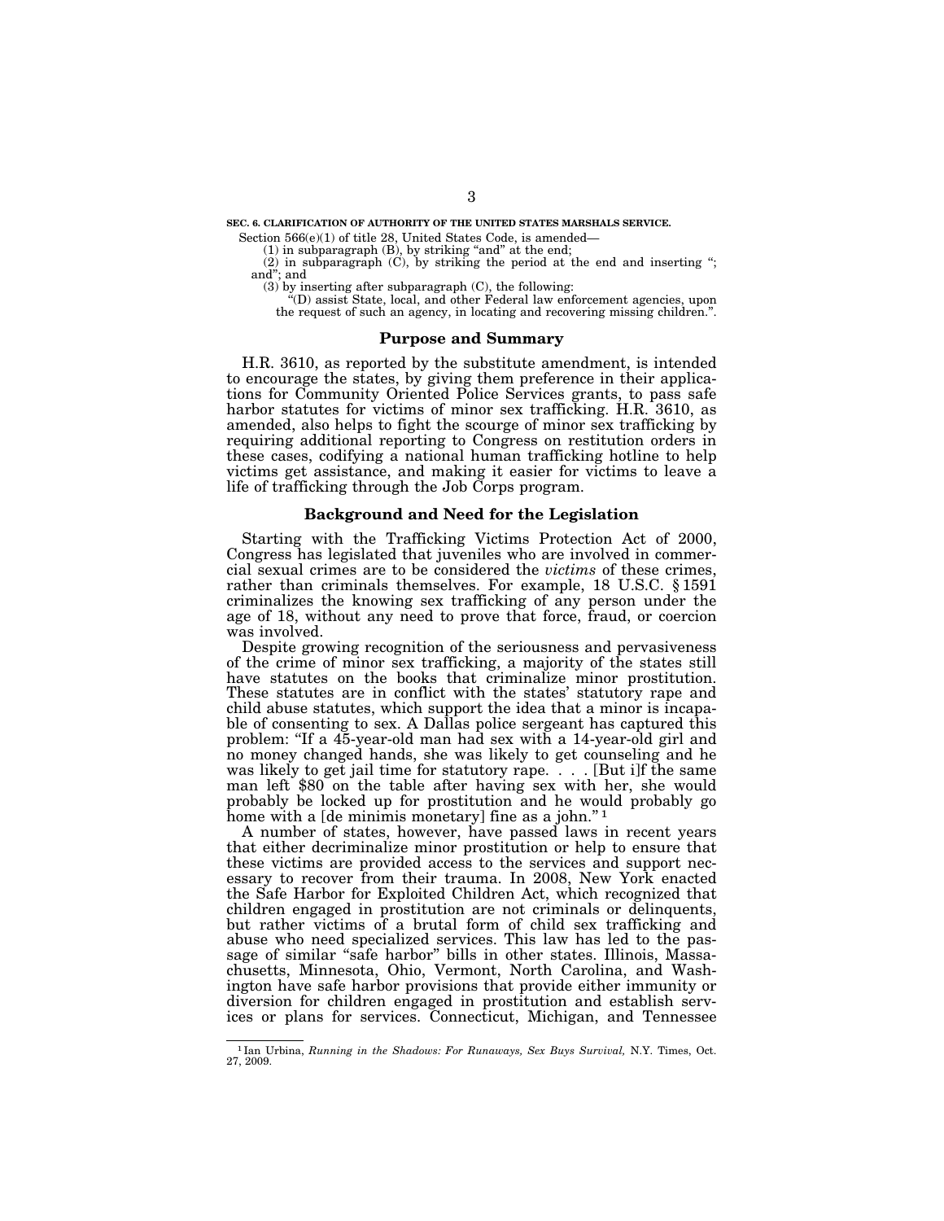**SEC. 6. CLARIFICATION OF AUTHORITY OF THE UNITED STATES MARSHALS SERVICE.**

Section 566(e)(1) of title 28, United States Code, is amended—

(1) in subparagraph (B), by striking "and" at the end;

(2) in subparagraph (C), by striking the period at the end and inserting "; and"; and

(3) by inserting after subparagraph (C), the following:

"(D) assist State, local, and other Federal law enforcement agencies, upon the request of such an agency, in locating and recovering missing children.".

## Purpose and Summary

H.R. 3610, as reported by the substitute amendment, is intended to encourage the states, by giving them preference in their applications for Community Oriented Police Services grants, to pass safe harbor statutes for victims of minor sex trafficking. H.R. 3610, as amended, also helps to fight the scourge of minor sex trafficking by requiring additional reporting to Congress on restitution orders in these cases, codifying a national human trafficking hotline to help victims get assistance, and making it easier for victims to leave a life of trafficking through the Job Corps program.

## Background and Need for the Legislation

Starting with the Trafficking Victims Protection Act of 2000, Congress has legislated that juveniles who are involved in commercial sexual crimes are to be considered the *victims* of these crimes, rather than criminals themselves. For example, 18 U.S.C. § 1591 criminalizes the knowing sex trafficking of any person under the age of 18, without any need to prove that force, fraud, or coercion was involved.

Despite growing recognition of the seriousness and pervasiveness of the crime of minor sex trafficking, a majority of the states still have statutes on the books that criminalize minor prostitution. These statutes are in conflict with the states' statutory rape and child abuse statutes, which support the idea that a minor is incapable of consenting to sex. A Dallas police sergeant has captured this problem: "If a 45-year-old man had sex with a 14-year-old girl and no money changed hands, she was likely to get counseling and he was likely to get jail time for statutory rape. . . . [But i]f the same man left $80 on the table after having sex with her, she would probably be locked up for prostitution and he would probably go home with a [de minimis monetary] fine as a john." [1]

A number of states, however, have passed laws in recent years that either decriminalize minor prostitution or help to ensure that these victims are provided access to the services and support necessary to recover from their trauma. In 2008, New York enacted the Safe Harbor for Exploited Children Act, which recognized that children engaged in prostitution are not criminals or delinquents, but rather victims of a brutal form of child sex trafficking and abuse who need specialized services. This law has led to the passage of similar "safe harbor" bills in other states. Illinois, Massachusetts, Minnesota, Ohio, Vermont, North Carolina, and Washington have safe harbor provisions that provide either immunity or diversion for children engaged in prostitution and establish services or plans for services. Connecticut, Michigan, and Tennessee

---

[1] Ian Urbina, *Running in the Shadows: For Runaways, Sex Buys Survival,* N.Y. Times, Oct. 27, 2009.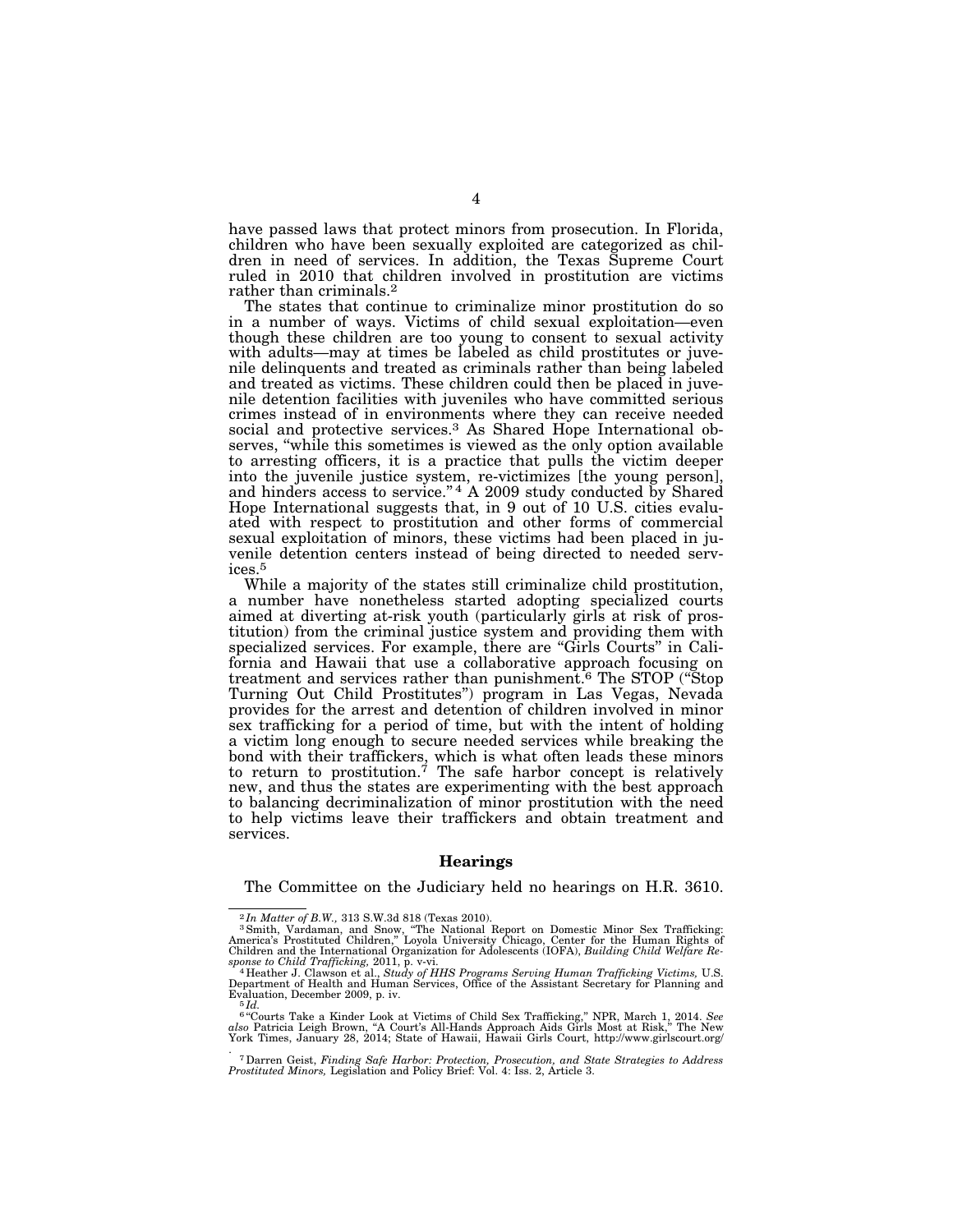have passed laws that protect minors from prosecution. In Florida, children who have been sexually exploited are categorized as children in need of services. In addition, the Texas Supreme Court ruled in 2010 that children involved in prostitution are victims rather than criminals.[2]

The states that continue to criminalize minor prostitution do so in a number of ways. Victims of child sexual exploitation—even though these children are too young to consent to sexual activity with adults—may at times be labeled as child prostitutes or juvenile delinquents and treated as criminals rather than being labeled and treated as victims. These children could then be placed in juvenile detention facilities with juveniles who have committed serious crimes instead of in environments where they can receive needed social and protective services.[3] As Shared Hope International observes, "while this sometimes is viewed as the only option available to arresting officers, it is a practice that pulls the victim deeper into the juvenile justice system, re-victimizes [the young person], and hinders access to service."[4] A 2009 study conducted by Shared Hope International suggests that, in 9 out of 10 U.S. cities evaluated with respect to prostitution and other forms of commercial sexual exploitation of minors, these victims had been placed in juvenile detention centers instead of being directed to needed services.[5]

While a majority of the states still criminalize child prostitution, a number have nonetheless started adopting specialized courts aimed at diverting at-risk youth (particularly girls at risk of prostitution) from the criminal justice system and providing them with specialized services. For example, there are "Girls Courts" in California and Hawaii that use a collaborative approach focusing on treatment and services rather than punishment.[6] The STOP ("Stop Turning Out Child Prostitutes") program in Las Vegas, Nevada provides for the arrest and detention of children involved in minor sex trafficking for a period of time, but with the intent of holding a victim long enough to secure needed services while breaking the bond with their traffickers, which is what often leads these minors to return to prostitution.[7] The safe harbor concept is relatively new, and thus the states are experimenting with the best approach to balancing decriminalization of minor prostitution with the need to help victims leave their traffickers and obtain treatment and services.

### Hearings

The Committee on the Judiciary held no hearings on H.R. 3610.

---

[2] *In Matter of B.W.,* 313 S.W.3d 818 (Texas 2010).

[3] Smith, Vardaman, and Snow, "The National Report on Domestic Minor Sex Trafficking: America's Prostituted Children," Loyola University Chicago, Center for the Human Rights of Children and the International Organization for Adolescents (IOFA), *Building Child Welfare Response to Child Trafficking,* 2011, p. v-vi.

[4] Heather J. Clawson et al., *Study of HHS Programs Serving Human Trafficking Victims,* U.S. Department of Health and Human Services, Office of the Assistant Secretary for Planning and Evaluation, December 2009, p. iv.

[5] *Id.*

[6] "Courts Take a Kinder Look at Victims of Child Sex Trafficking," NPR, March 1, 2014. *See also* Patricia Leigh Brown, "A Court's All-Hands Approach Aids Girls Most at Risk," The New York Times, January 28, 2014; State of Hawaii, Hawaii Girls Court, http://www.girlscourt.org/.

[7] Darren Geist, *Finding Safe Harbor: Protection, Prosecution, and State Strategies to Address Prostituted Minors,* Legislation and Policy Brief: Vol. 4: Iss. 2, Article 3.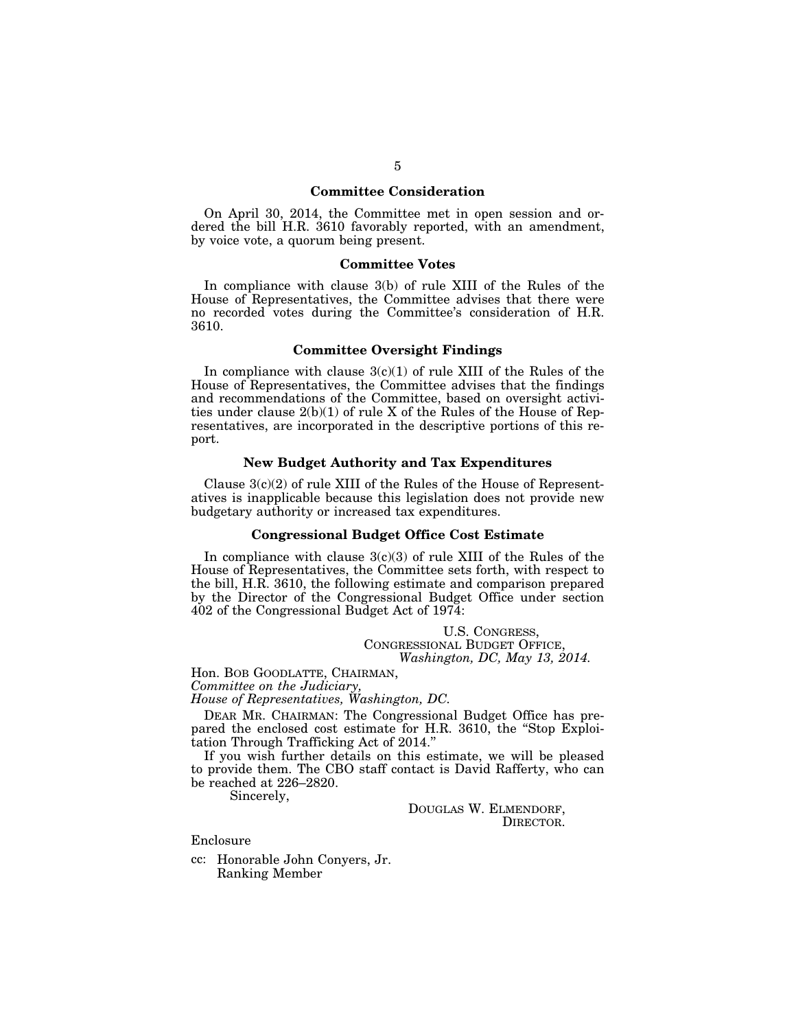## Committee Consideration

On April 30, 2014, the Committee met in open session and ordered the bill H.R. 3610 favorably reported, with an amendment, by voice vote, a quorum being present.

## Committee Votes

In compliance with clause 3(b) of rule XIII of the Rules of the House of Representatives, the Committee advises that there were no recorded votes during the Committee's consideration of H.R. 3610.

## Committee Oversight Findings

In compliance with clause 3(c)(1) of rule XIII of the Rules of the House of Representatives, the Committee advises that the findings and recommendations of the Committee, based on oversight activities under clause 2(b)(1) of rule X of the Rules of the House of Representatives, are incorporated in the descriptive portions of this report.

## New Budget Authority and Tax Expenditures

Clause 3(c)(2) of rule XIII of the Rules of the House of Representatives is inapplicable because this legislation does not provide new budgetary authority or increased tax expenditures.

## Congressional Budget Office Cost Estimate

In compliance with clause 3(c)(3) of rule XIII of the Rules of the House of Representatives, the Committee sets forth, with respect to the bill, H.R. 3610, the following estimate and comparison prepared by the Director of the Congressional Budget Office under section 402 of the Congressional Budget Act of 1974:

U.S. CONGRESS,
CONGRESSIONAL BUDGET OFFICE,
*Washington, DC, May 13, 2014.*

Hon. BOB GOODLATTE, CHAIRMAN,
*Committee on the Judiciary,*
*House of Representatives, Washington, DC.*

DEAR MR. CHAIRMAN: The Congressional Budget Office has prepared the enclosed cost estimate for H.R. 3610, the "Stop Exploitation Through Trafficking Act of 2014."

If you wish further details on this estimate, we will be pleased to provide them. The CBO staff contact is David Rafferty, who can be reached at 226–2820.

Sincerely,

DOUGLAS W. ELMENDORF,
DIRECTOR.

Enclosure

cc: Honorable John Conyers, Jr.
Ranking Member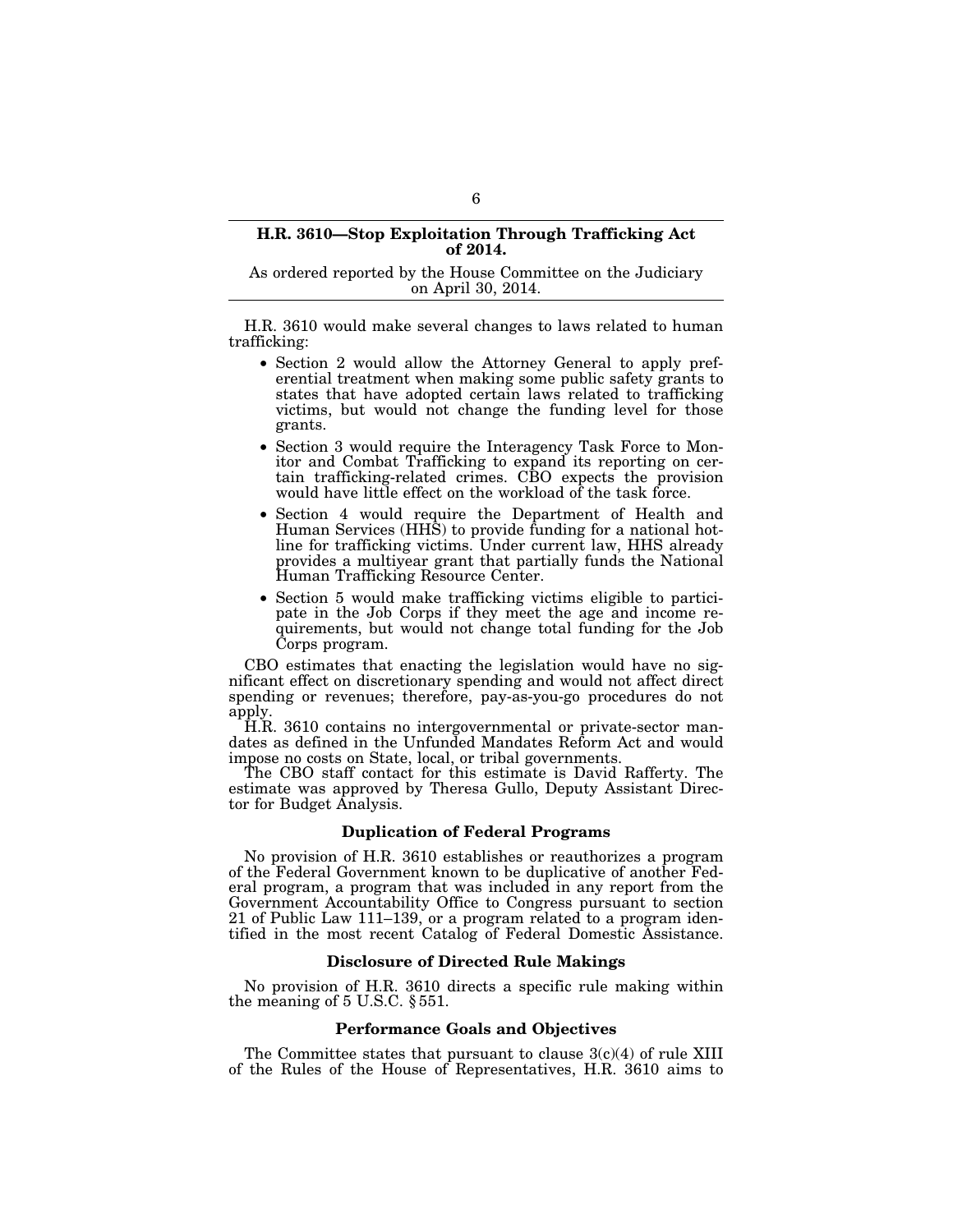**H.R. 3610—Stop Exploitation Through Trafficking Act of 2014.**

As ordered reported by the House Committee on the Judiciary on April 30, 2014.

H.R. 3610 would make several changes to laws related to human trafficking:

- Section 2 would allow the Attorney General to apply preferential treatment when making some public safety grants to states that have adopted certain laws related to trafficking victims, but would not change the funding level for those grants.
- Section 3 would require the Interagency Task Force to Monitor and Combat Trafficking to expand its reporting on certain trafficking-related crimes. CBO expects the provision would have little effect on the workload of the task force.
- Section 4 would require the Department of Health and Human Services (HHS) to provide funding for a national hotline for trafficking victims. Under current law, HHS already provides a multiyear grant that partially funds the National Human Trafficking Resource Center.
- Section 5 would make trafficking victims eligible to participate in the Job Corps if they meet the age and income requirements, but would not change total funding for the Job Corps program.

CBO estimates that enacting the legislation would have no significant effect on discretionary spending and would not affect direct spending or revenues; therefore, pay-as-you-go procedures do not apply.

H.R. 3610 contains no intergovernmental or private-sector mandates as defined in the Unfunded Mandates Reform Act and would impose no costs on State, local, or tribal governments.

The CBO staff contact for this estimate is David Rafferty. The estimate was approved by Theresa Gullo, Deputy Assistant Director for Budget Analysis.

### Duplication of Federal Programs

No provision of H.R. 3610 establishes or reauthorizes a program of the Federal Government known to be duplicative of another Federal program, a program that was included in any report from the Government Accountability Office to Congress pursuant to section 21 of Public Law 111–139, or a program related to a program identified in the most recent Catalog of Federal Domestic Assistance.

### Disclosure of Directed Rule Makings

No provision of H.R. 3610 directs a specific rule making within the meaning of 5 U.S.C. § 551.

### Performance Goals and Objectives

The Committee states that pursuant to clause 3(c)(4) of rule XIII of the Rules of the House of Representatives, H.R. 3610 aims to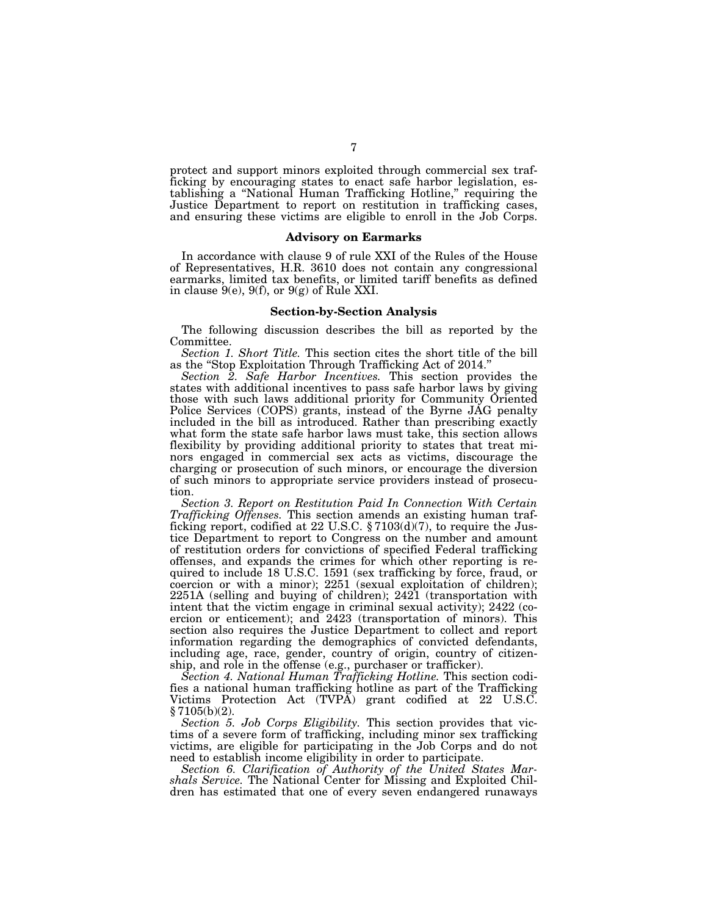protect and support minors exploited through commercial sex trafficking by encouraging states to enact safe harbor legislation, establishing a "National Human Trafficking Hotline," requiring the Justice Department to report on restitution in trafficking cases, and ensuring these victims are eligible to enroll in the Job Corps.

## Advisory on Earmarks

In accordance with clause 9 of rule XXI of the Rules of the House of Representatives, H.R. 3610 does not contain any congressional earmarks, limited tax benefits, or limited tariff benefits as defined in clause 9(e), 9(f), or 9(g) of Rule XXI.

## Section-by-Section Analysis

The following discussion describes the bill as reported by the Committee.

*Section 1. Short Title.* This section cites the short title of the bill as the "Stop Exploitation Through Trafficking Act of 2014."

*Section 2. Safe Harbor Incentives.* This section provides the states with additional incentives to pass safe harbor laws by giving those with such laws additional priority for Community Oriented Police Services (COPS) grants, instead of the Byrne JAG penalty included in the bill as introduced. Rather than prescribing exactly what form the state safe harbor laws must take, this section allows flexibility by providing additional priority to states that treat minors engaged in commercial sex acts as victims, discourage the charging or prosecution of such minors, or encourage the diversion of such minors to appropriate service providers instead of prosecution.

*Section 3. Report on Restitution Paid In Connection With Certain Trafficking Offenses.* This section amends an existing human trafficking report, codified at 22 U.S.C. § 7103(d)(7), to require the Justice Department to report to Congress on the number and amount of restitution orders for convictions of specified Federal trafficking offenses, and expands the crimes for which other reporting is required to include 18 U.S.C. 1591 (sex trafficking by force, fraud, or coercion or with a minor); 2251 (sexual exploitation of children); 2251A (selling and buying of children); 2421 (transportation with intent that the victim engage in criminal sexual activity); 2422 (coercion or enticement); and 2423 (transportation of minors). This section also requires the Justice Department to collect and report information regarding the demographics of convicted defendants, including age, race, gender, country of origin, country of citizenship, and role in the offense (e.g., purchaser or trafficker).

*Section 4. National Human Trafficking Hotline.* This section codifies a national human trafficking hotline as part of the Trafficking Victims Protection Act (TVPA) grant codified at 22 U.S.C. § 7105(b)(2).

*Section 5. Job Corps Eligibility.* This section provides that victims of a severe form of trafficking, including minor sex trafficking victims, are eligible for participating in the Job Corps and do not need to establish income eligibility in order to participate.

*Section 6. Clarification of Authority of the United States Marshals Service.* The National Center for Missing and Exploited Children has estimated that one of every seven endangered runaways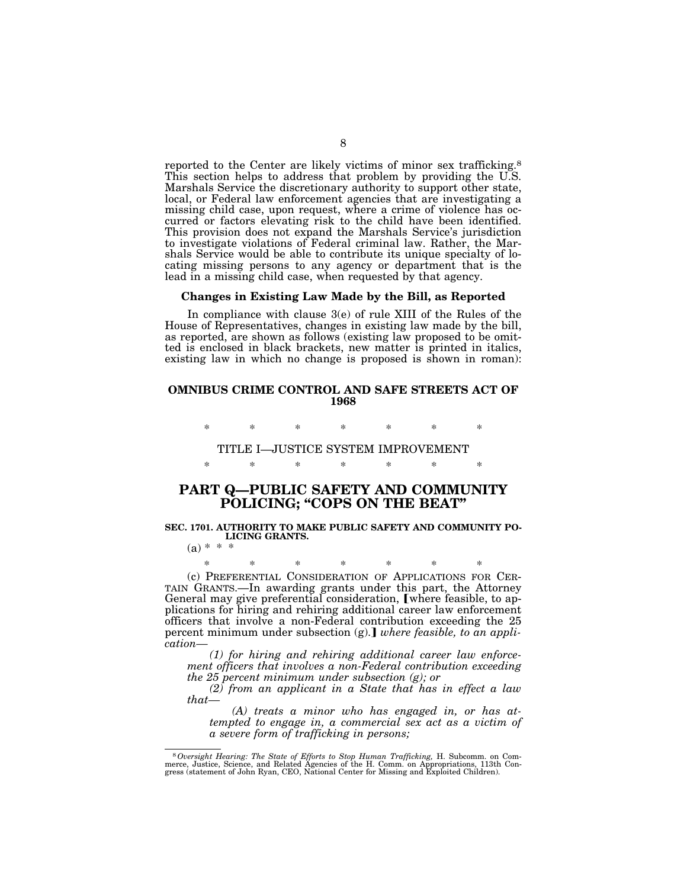reported to the Center are likely victims of minor sex trafficking.[8] This section helps to address that problem by providing the U.S. Marshals Service the discretionary authority to support other state, local, or Federal law enforcement agencies that are investigating a missing child case, upon request, where a crime of violence has occurred or factors elevating risk to the child have been identified. This provision does not expand the Marshals Service's jurisdiction to investigate violations of Federal criminal law. Rather, the Marshals Service would be able to contribute its unique specialty of locating missing persons to any agency or department that is the lead in a missing child case, when requested by that agency.

### Changes in Existing Law Made by the Bill, as Reported

In compliance with clause 3(e) of rule XIII of the Rules of the House of Representatives, changes in existing law made by the bill, as reported, are shown as follows (existing law proposed to be omitted is enclosed in black brackets, new matter is printed in italics, existing law in which no change is proposed is shown in roman):

## OMNIBUS CRIME CONTROL AND SAFE STREETS ACT OF 1968

\* \* \* \* \* \* \*

TITLE I—JUSTICE SYSTEM IMPROVEMENT

\* \* \* \* \* \* \*

## PART Q—PUBLIC SAFETY AND COMMUNITY POLICING; "COPS ON THE BEAT"

**SEC. 1701. AUTHORITY TO MAKE PUBLIC SAFETY AND COMMUNITY POLICING GRANTS.**

(a) \* \* \*

\* \* \* \* \* \* \*

(c) PREFERENTIAL CONSIDERATION OF APPLICATIONS FOR CERTAIN GRANTS.—In awarding grants under this part, the Attorney General may give preferential consideration, ⟦where feasible, to applications for hiring and rehiring additional career law enforcement officers that involve a non-Federal contribution exceeding the 25 percent minimum under subsection (g).⟧ *where feasible, to an application—*

*(1) for hiring and rehiring additional career law enforcement officers that involves a non-Federal contribution exceeding the 25 percent minimum under subsection (g); or*

*(2) from an applicant in a State that has in effect a law that—*

*(A) treats a minor who has engaged in, or has attempted to engage in, a commercial sex act as a victim of a severe form of trafficking in persons;*

---

[8] *Oversight Hearing: The State of Efforts to Stop Human Trafficking,* H. Subcomm. on Commerce, Justice, Science, and Related Agencies of the H. Comm. on Appropriations, 113th Congress (statement of John Ryan, CEO, National Center for Missing and Exploited Children).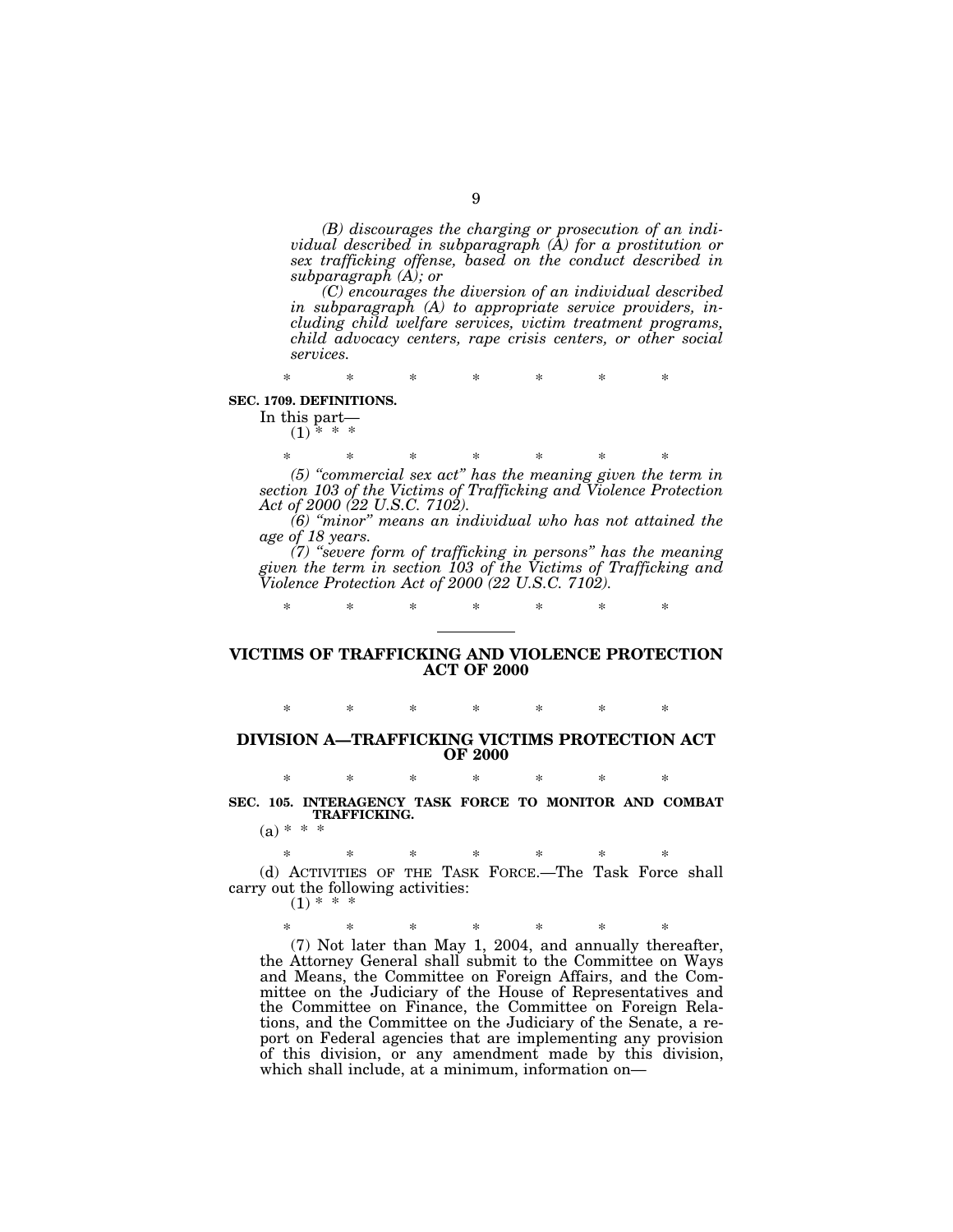*(B) discourages the charging or prosecution of an individual described in subparagraph (A) for a prostitution or sex trafficking offense, based on the conduct described in subparagraph (A); or*

*(C) encourages the diversion of an individual described in subparagraph (A) to appropriate service providers, including child welfare services, victim treatment programs, child advocacy centers, rape crisis centers, or other social services.*

\* \* \* \* \* \* \*

**SEC. 1709. DEFINITIONS.**

In this part—

(1) \* \* \*

\* \* \* \* \* \* \*

*(5) "commercial sex act" has the meaning given the term in section 103 of the Victims of Trafficking and Violence Protection Act of 2000 (22 U.S.C. 7102).*

*(6) "minor" means an individual who has not attained the age of 18 years.*

*(7) "severe form of trafficking in persons" has the meaning given the term in section 103 of the Victims of Trafficking and Violence Protection Act of 2000 (22 U.S.C. 7102).*

\* \* \* \* \* \* \*

---

## VICTIMS OF TRAFFICKING AND VIOLENCE PROTECTION ACT OF 2000

\* \* \* \* \* \* \*

## DIVISION A—TRAFFICKING VICTIMS PROTECTION ACT OF 2000

\* \* \* \* \* \* \*

**SEC. 105. INTERAGENCY TASK FORCE TO MONITOR AND COMBAT TRAFFICKING.**

(a) \* \* \*

\* \* \* \* \* \* \*

(d) ACTIVITIES OF THE TASK FORCE.—The Task Force shall carry out the following activities:

(1) \* \* \*

\* \* \* \* \* \* \*

(7) Not later than May 1, 2004, and annually thereafter, the Attorney General shall submit to the Committee on Ways and Means, the Committee on Foreign Affairs, and the Committee on the Judiciary of the House of Representatives and the Committee on Finance, the Committee on Foreign Relations, and the Committee on the Judiciary of the Senate, a report on Federal agencies that are implementing any provision of this division, or any amendment made by this division, which shall include, at a minimum, information on—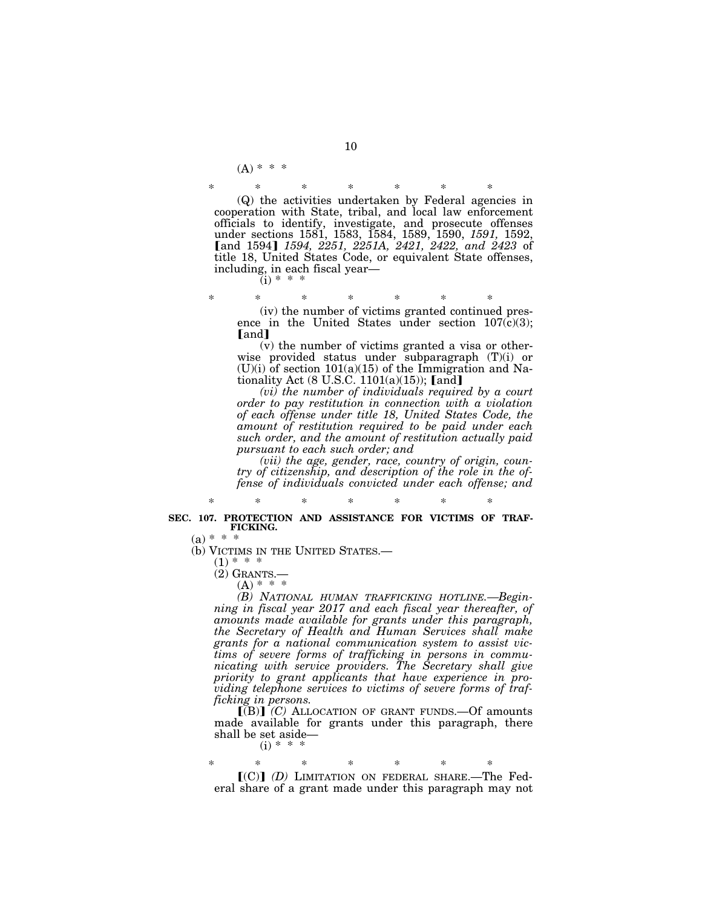(A) * * *

\* \* \* \* \* \* \*

(Q) the activities undertaken by Federal agencies in cooperation with State, tribal, and local law enforcement officials to identify, investigate, and prosecute offenses under sections 1581, 1583, 1584, 1589, 1590, *1591,* 1592, 【and 1594】 *1594, 2251, 2251A, 2421, 2422, and 2423* of title 18, United States Code, or equivalent State offenses, including, in each fiscal year—

(i) * * *

\* \* \* \* \* \* \*

(iv) the number of victims granted continued presence in the United States under section 107(c)(3); 【and】

(v) the number of victims granted a visa or otherwise provided status under subparagraph (T)(i) or (U)(i) of section 101(a)(15) of the Immigration and Nationality Act (8 U.S.C. 1101(a)(15)); 【and】

*(vi) the number of individuals required by a court order to pay restitution in connection with a violation of each offense under title 18, United States Code, the amount of restitution required to be paid under each such order, and the amount of restitution actually paid pursuant to each such order; and*

*(vii) the age, gender, race, country of origin, country of citizenship, and description of the role in the offense of individuals convicted under each offense; and*

\* \* \* \* \* \* \*

**SEC. 107. PROTECTION AND ASSISTANCE FOR VICTIMS OF TRAFFICKING.**

(a) * * *

(b) VICTIMS IN THE UNITED STATES.—

(1) * * *

(2) GRANTS.—

(A) * * *

*(B) NATIONAL HUMAN TRAFFICKING HOTLINE.—Beginning in fiscal year 2017 and each fiscal year thereafter, of amounts made available for grants under this paragraph, the Secretary of Health and Human Services shall make grants for a national communication system to assist victims of severe forms of trafficking in persons in communicating with service providers. The Secretary shall give priority to grant applicants that have experience in providing telephone services to victims of severe forms of trafficking in persons.*

【(B)】 *(C)* ALLOCATION OF GRANT FUNDS.—Of amounts made available for grants under this paragraph, there shall be set aside—

(i) * * *

\* \* \* \* \* \* \*

【(C)】 *(D)* LIMITATION ON FEDERAL SHARE.—The Federal share of a grant made under this paragraph may not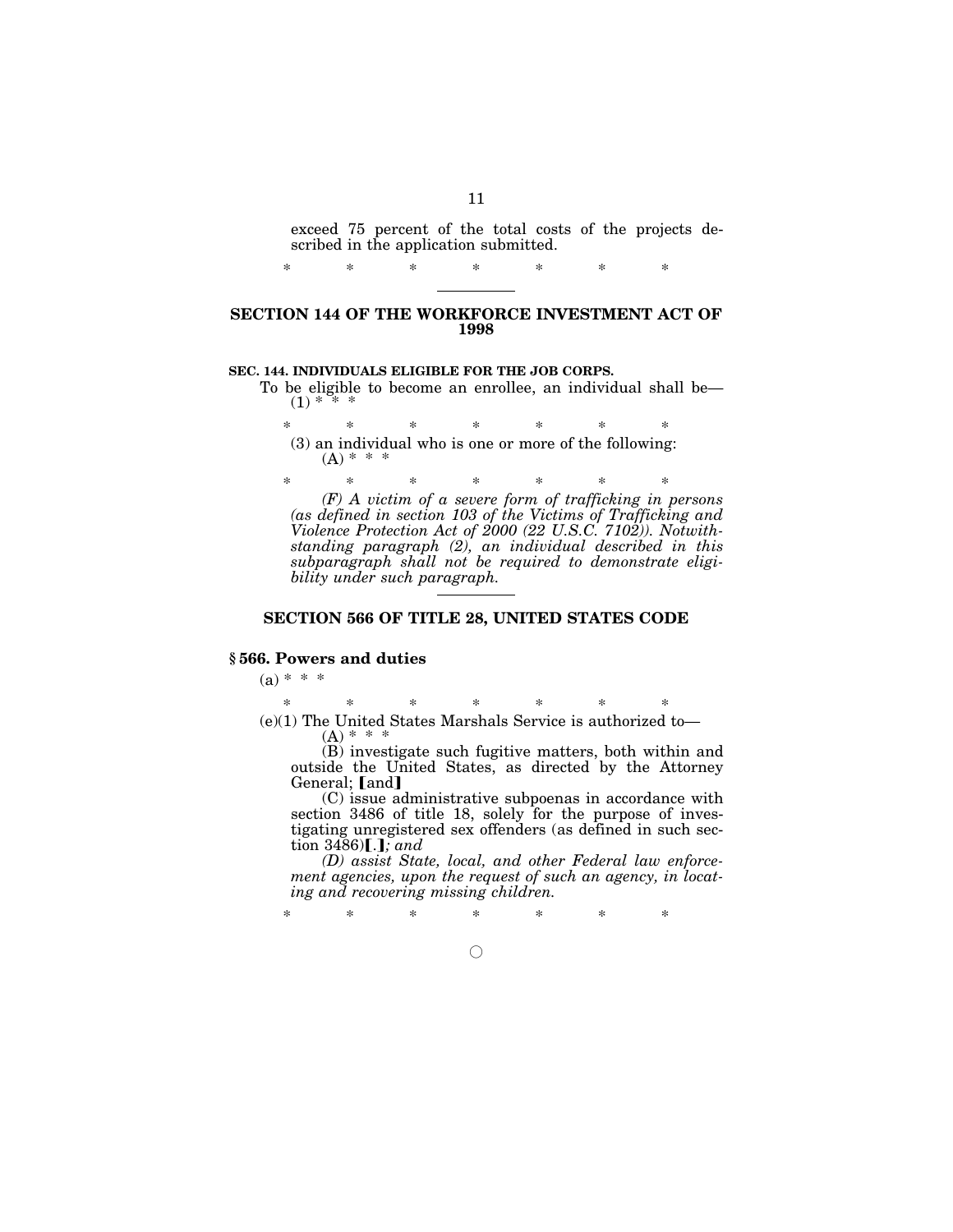exceed 75 percent of the total costs of the projects described in the application submitted.

\* \* \* \* \* \* \*

## SECTION 144 OF THE WORKFORCE INVESTMENT ACT OF 1998

**SEC. 144. INDIVIDUALS ELIGIBLE FOR THE JOB CORPS.**

To be eligible to become an enrollee, an individual shall be—

(1) \* \* \*

\* \* \* \* \* \* \*

(3) an individual who is one or more of the following:

(A) \* \* \*

\* \* \* \* \* \* \*

*(F) A victim of a severe form of trafficking in persons (as defined in section 103 of the Victims of Trafficking and Violence Protection Act of 2000 (22 U.S.C. 7102)). Notwithstanding paragraph (2), an individual described in this subparagraph shall not be required to demonstrate eligibility under such paragraph.*

## SECTION 566 OF TITLE 28, UNITED STATES CODE

### § 566. Powers and duties

(a) \* \* \*

\* \* \* \* \* \* \*

(e)(1) The United States Marshals Service is authorized to—

(A) \* \* \*

(B) investigate such fugitive matters, both within and outside the United States, as directed by the Attorney General; [and]

(C) issue administrative subpoenas in accordance with section 3486 of title 18, solely for the purpose of investigating unregistered sex offenders (as defined in such section 3486)[.]*; and*

*(D) assist State, local, and other Federal law enforcement agencies, upon the request of such an agency, in locating and recovering missing children.*

\* \* \* \* \* \* \*

○